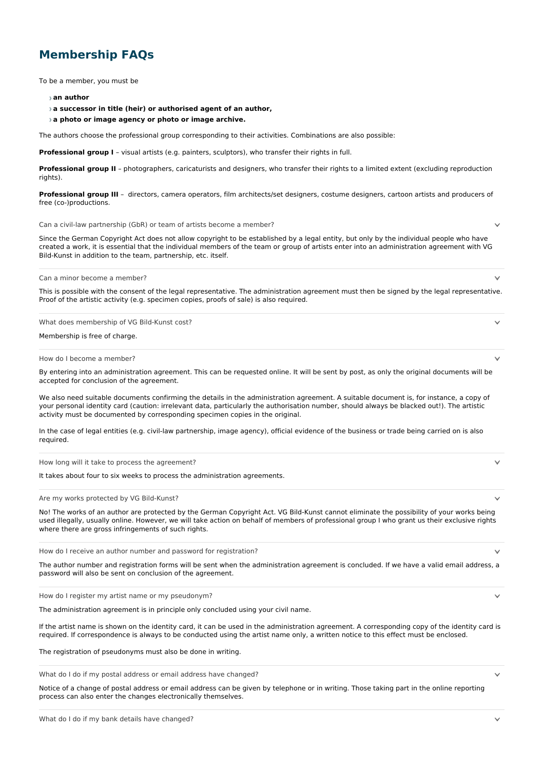# Membership FAQs

To be a member, you must be

- **an author**
- **a successor in title (heir) or authorised agent of an author,**
- **a photo or image agency or photo or image archive.**

The authors choose the professional group corresponding to their activities. Combinations are also possible:

**Professional group I** – visual artists (e.g. painters, sculptors), who transfer their rights in full.

**Professional group II** – photographers, caricaturists and designers, who transfer their rights to a limited extent (excluding reproduction rights).

**Professional group III** – directors, camera operators, film architects/set designers, costume designers, cartoon artists and producers of free (co-)productions.

### Can a civil-law partnership (GbR) or team of artists become a member?

Since the German Copyright Act does not allow copyright to be established by a legal entity, but only by the individual people who have created a work, it is essential that the individual members of the team or group of artists enter into an administration agreement with VG Bild-Kunst in addition to the team, partnership, etc. itself.

### Can a minor become a member?

This is possible with the consent of the legal representative. The administration agreement must then be signed by the legal representative. Proof of the artistic activity (e.g. specimen copies, proofs of sale) is also required.

### What does membership of VG Bild-Kunst cost?

Membership is free of charge.

### How do I become a member?

By entering into an administration agreement. This can be requested online. It will be sent by post, as only the original documents will be accepted for conclusion of the agreement.

We also need suitable documents confirming the details in the administration agreement. A suitable document is, for instance, a copy of your personal identity card (caution: irrelevant data, particularly the authorisation number, should always be blacked out!). The artistic activity must be documented by corresponding specimen copies in the original.

In the case of legal entities (e.g. civil-law partnership, image agency), official evidence of the business or trade being carried on is also required.

### How long will it take to process the agreement?

It takes about four to six weeks to process the administration agreements.

### Are my works protected by VG Bild-Kunst?

No! The works of an author are protected by the German Copyright Act. VG Bild-Kunst cannot eliminate the possibility of your works being used illegally, usually online. However, we will take action on behalf of members of professional group I who grant us their exclusive rights where there are gross infringements of such rights.

### How do I receive an author number and password for registration?

The author number and registration forms will be sent when the administration agreement is concluded. If we have a valid email address, a password will also be sent on conclusion of the agreement.

### How do I register my artist name or my pseudonym?

The administration agreement is in principle only concluded using your civil name.

If the artist name is shown on the identity card, it can be used in the administration agreement. A corresponding copy of the identity card is required. If correspondence is always to be conducted using the artist name only, a written notice to this effect must be enclosed.

The registration of pseudonyms must also be done in writing.

### What do I do if my postal address or email address have changed?

Notice of a change of postal address or email address can be given by telephone or in writing. Those taking part in the online reporting process can also enter the changes electronically themselves.

### What do I do if my bank details have changed?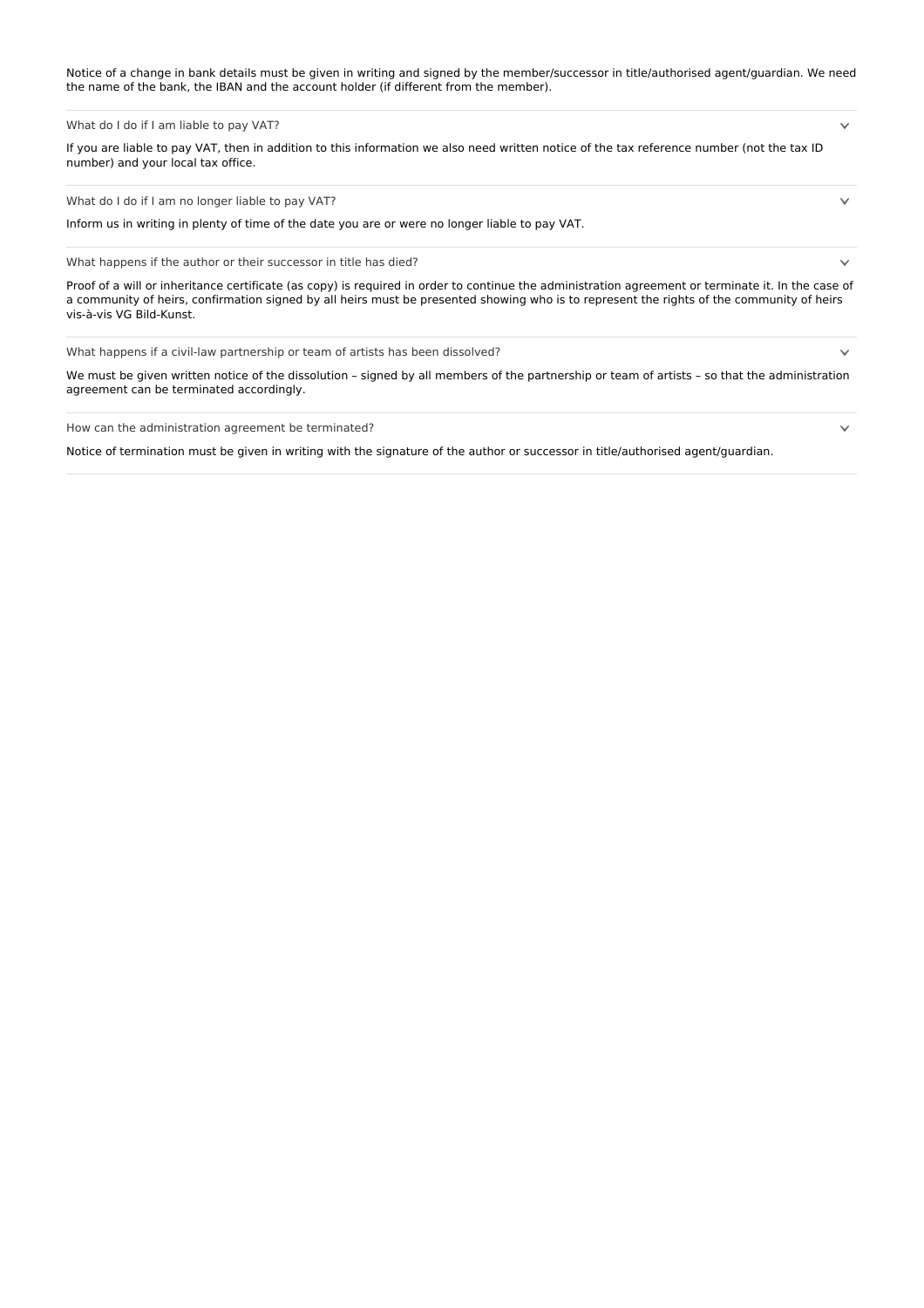Notice of a change in bank details must be given in writing and signed by the member/successor in title/authorised agent/guardian. We need the name of the bank, the IBAN and the account holder (if different from the member).

### What do I do if I am liable to pay VAT?

If you are liable to pay VAT, then in addition to this information we also need written notice of the tax reference number (not the tax ID number) and your local tax office.

### What do I do if I am no longer liable to pay VAT?

Inform us in writing in plenty of time of the date you are or were no longer liable to pay VAT.

### What happens if the author or their successor in title has died?

Proof of a will or inheritance certificate (as copy) is required in order to continue the administration agreement or terminate it. In the case of a community of heirs, confirmation signed by all heirs must be presented showing who is to represent the rights of the community of heirs vis-à-vis VG Bild-Kunst.

### What happens if a civil-law partnership or team of artists has been dissolved?

We must be given written notice of the dissolution – signed by all members of the partnership or team of artists – so that the administration agreement can be terminated accordingly.

### How can the administration agreement be terminated?

Notice of termination must be given in writing with the signature of the author or successor in title/authorised agent/guardian.